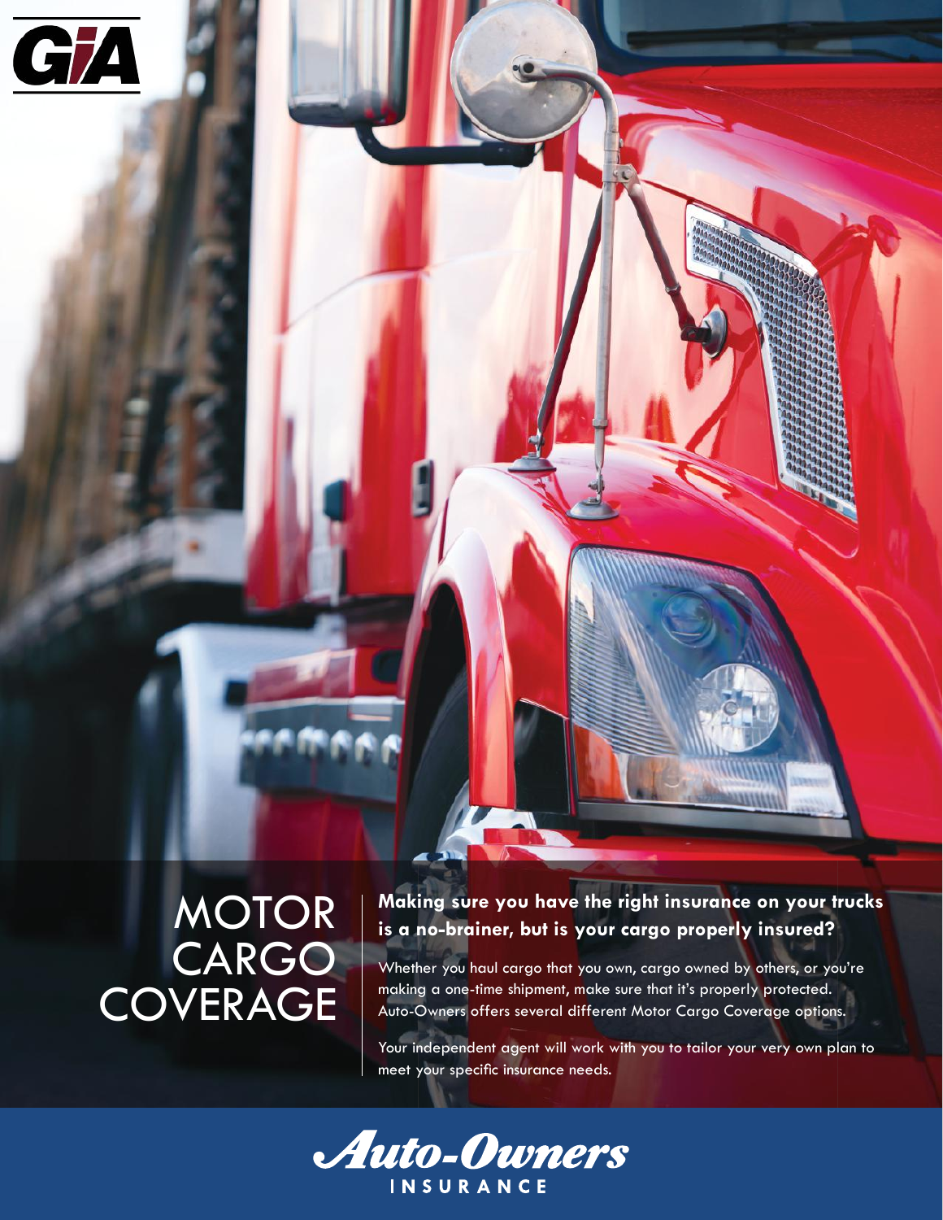GIA

# MOTOR CARGO COVERAGE

**Making sure you have the right insurance on your trucks is a no-brainer, but is your cargo properly insured?**

Whether you haul cargo that you own, cargo owned by others, or you're making a one-time shipment, make sure that it's properly protected. Auto-Owners offers several different Motor Cargo Coverage options.

Your independent agent will work with you to tailor your very own plan to meet your specific insurance needs.

Auto-Owners INSURANCE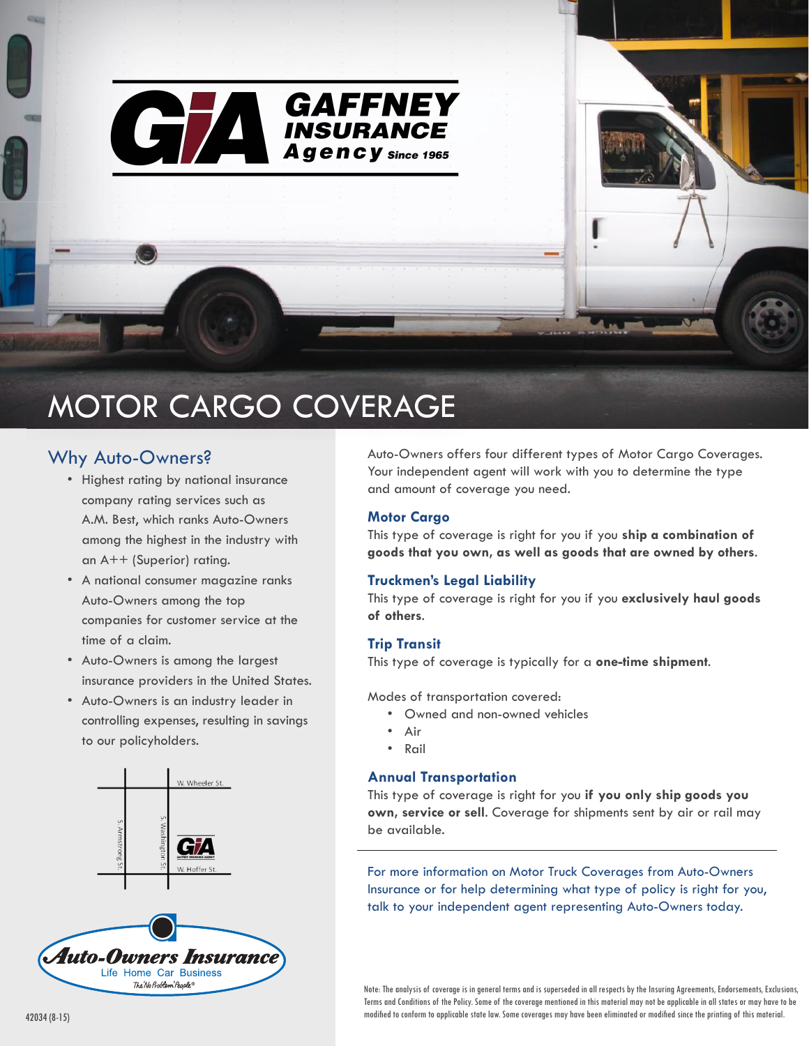GAFFNEY INSURANCE Agency Since 1965

# MOTOR CARGO COVERAGE

## Why Auto-Owners?

- Highest rating by national insurance company rating services such as A.M. Best, which ranks Auto-Owners among the highest in the industry with an A++ (Superior) rating.
- A national consumer magazine ranks Auto-Owners among the top companies for customer service at the time of a claim.
- Auto-Owners is among the largest insurance providers in the United States.
- Auto-Owners is an industry leader in controlling expenses, resulting in savings to our policyholders.

W. Wheeler St.
S. Armstrong St.
S. Washington St.
W. Hoffer St.

Auto-Owners Insurance
Life Home Car Business
The "No Problem" People®

Auto-Owners offers four different types of Motor Cargo Coverages. Your independent agent will work with you to determine the type and amount of coverage you need.

### Motor Cargo

This type of coverage is right for you if you **ship a combination of goods that you own, as well as goods that are owned by others**.

### Truckmen's Legal Liability

This type of coverage is right for you if you **exclusively haul goods of others**.

### Trip Transit

This type of coverage is typically for a **one-time shipment**.

Modes of transportation covered:

- Owned and non-owned vehicles
- Air
- Rail

### Annual Transportation

This type of coverage is right for you **if you only ship goods you own, service or sell**. Coverage for shipments sent by air or rail may be available.

---

For more information on Motor Truck Coverages from Auto-Owners Insurance or for help determining what type of policy is right for you, talk to your independent agent representing Auto-Owners today.

Note: The analysis of coverage is in general terms and is superseded in all respects by the Insuring Agreements, Endorsements, Exclusions, Terms and Conditions of the Policy. Some of the coverage mentioned in this material may not be applicable in all states or may have to be modified to conform to applicable state law. Some coverages may have been eliminated or modified since the printing of this material.

42034 (8-15)